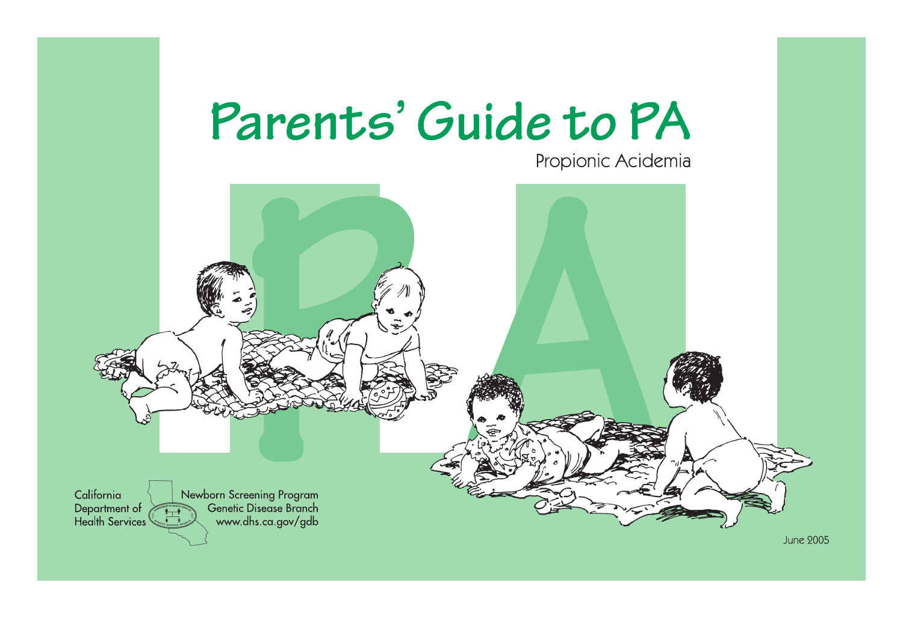# Parents' Guide to PA

Propionic Acidemia

California Department of Health Services

Newborn Screening Program
Genetic Disease Branch
www.dhs.ca.gov/gdb

June 2005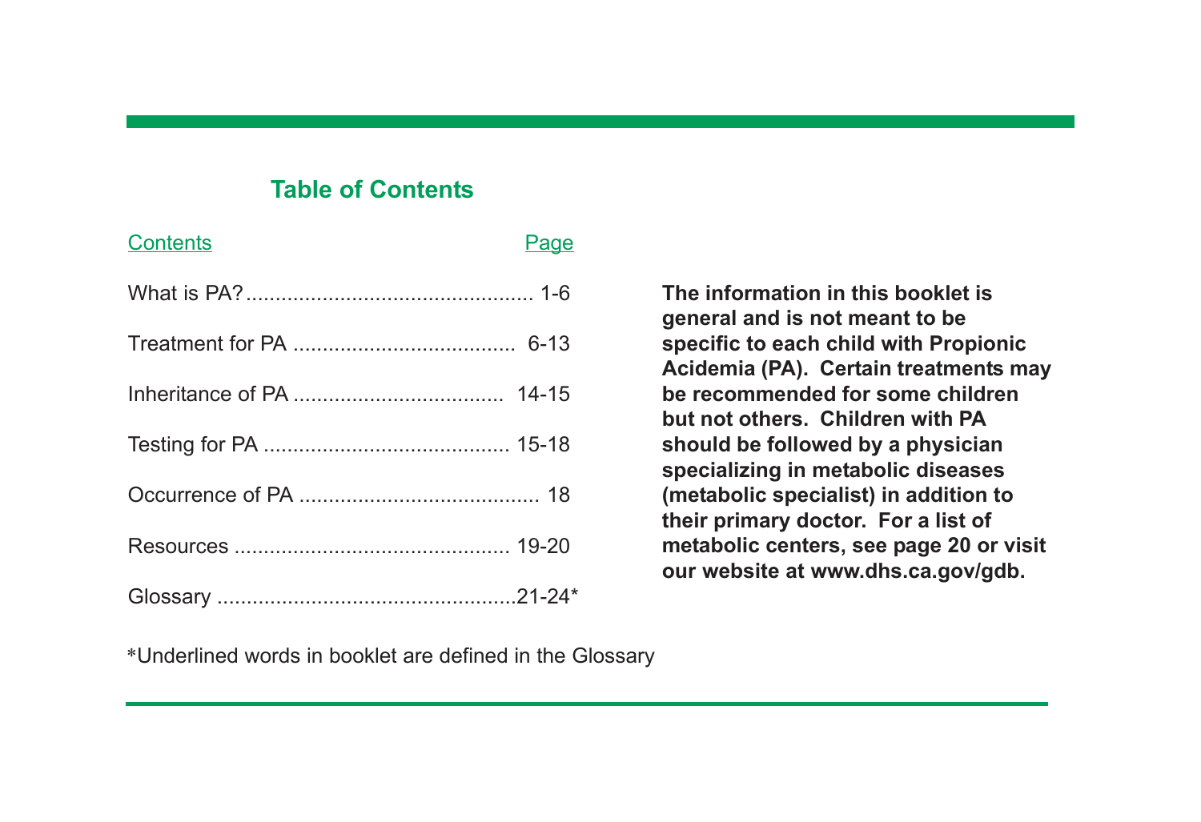## Table of Contents

| Contents | Page |
| --- | --- |
| What is PA? | 1-6 |
| Treatment for PA | 6-13 |
| Inheritance of PA | 14-15 |
| Testing for PA | 15-18 |
| Occurrence of PA | 18 |
| Resources | 19-20 |
| Glossary | 21-24* |

*Underlined words in booklet are defined in the Glossary

**The information in this booklet is general and is not meant to be specific to each child with Propionic Acidemia (PA). Certain treatments may be recommended for some children but not others. Children with PA should be followed by a physician specializing in metabolic diseases (metabolic specialist) in addition to their primary doctor. For a list of metabolic centers, see page 20 or visit our website at www.dhs.ca.gov/gdb.**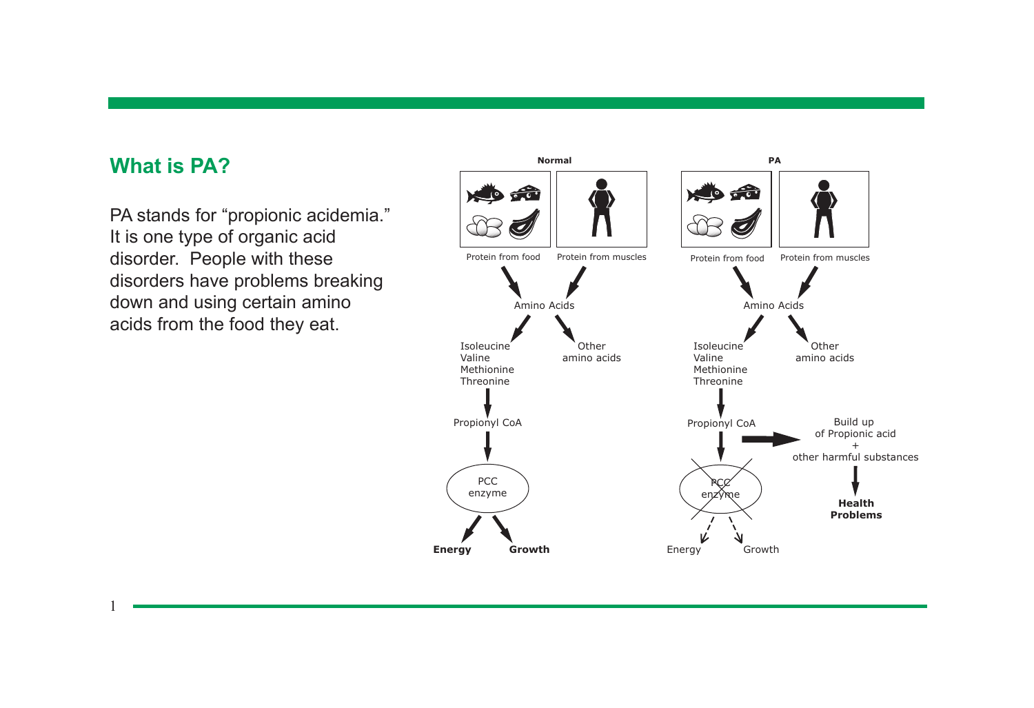## What is PA?

PA stands for "propionic acidemia." It is one type of organic acid disorder. People with these disorders have problems breaking down and using certain amino acids from the food they eat.

**Normal**

Protein from food → Amino Acids
Protein from muscles → Amino Acids

Amino Acids → Isoleucine, Valine, Methionine, Threonine
Amino Acids → Other amino acids

Isoleucine, Valine, Methionine, Threonine → Propionyl CoA → PCC enzyme → **Energy**, **Growth**

**PA**

Protein from food → Amino Acids
Protein from muscles → Amino Acids

Amino Acids → Isoleucine, Valine, Methionine, Threonine
Amino Acids → Other amino acids

Isoleucine, Valine, Methionine, Threonine → Propionyl CoA → ~~PCC enzyme~~ ⇢ Energy, Growth

Propionyl CoA → Build up of Propionic acid + other harmful substances → **Health Problems**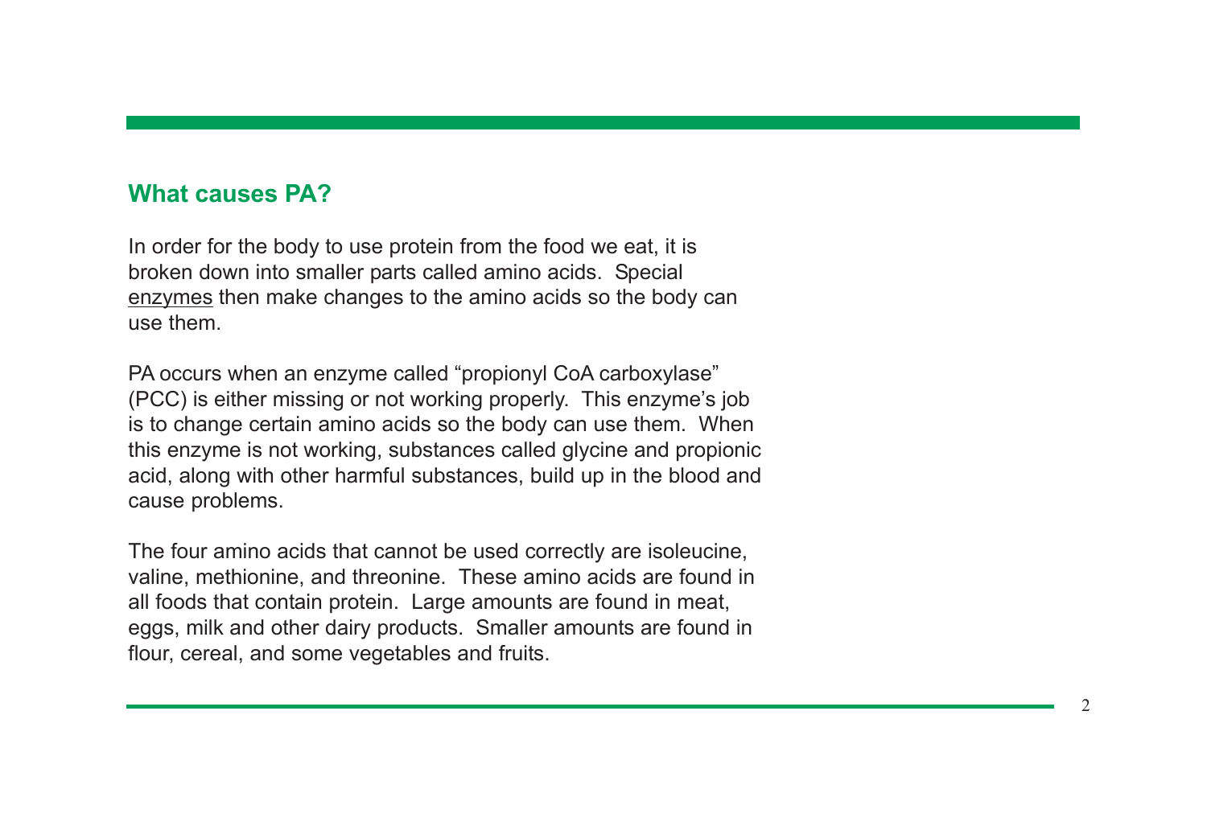## What causes PA?

In order for the body to use protein from the food we eat, it is broken down into smaller parts called amino acids. Special enzymes then make changes to the amino acids so the body can use them.

PA occurs when an enzyme called “propionyl CoA carboxylase” (PCC) is either missing or not working properly. This enzyme’s job is to change certain amino acids so the body can use them. When this enzyme is not working, substances called glycine and propionic acid, along with other harmful substances, build up in the blood and cause problems.

The four amino acids that cannot be used correctly are isoleucine, valine, methionine, and threonine. These amino acids are found in all foods that contain protein. Large amounts are found in meat, eggs, milk and other dairy products. Smaller amounts are found in flour, cereal, and some vegetables and fruits.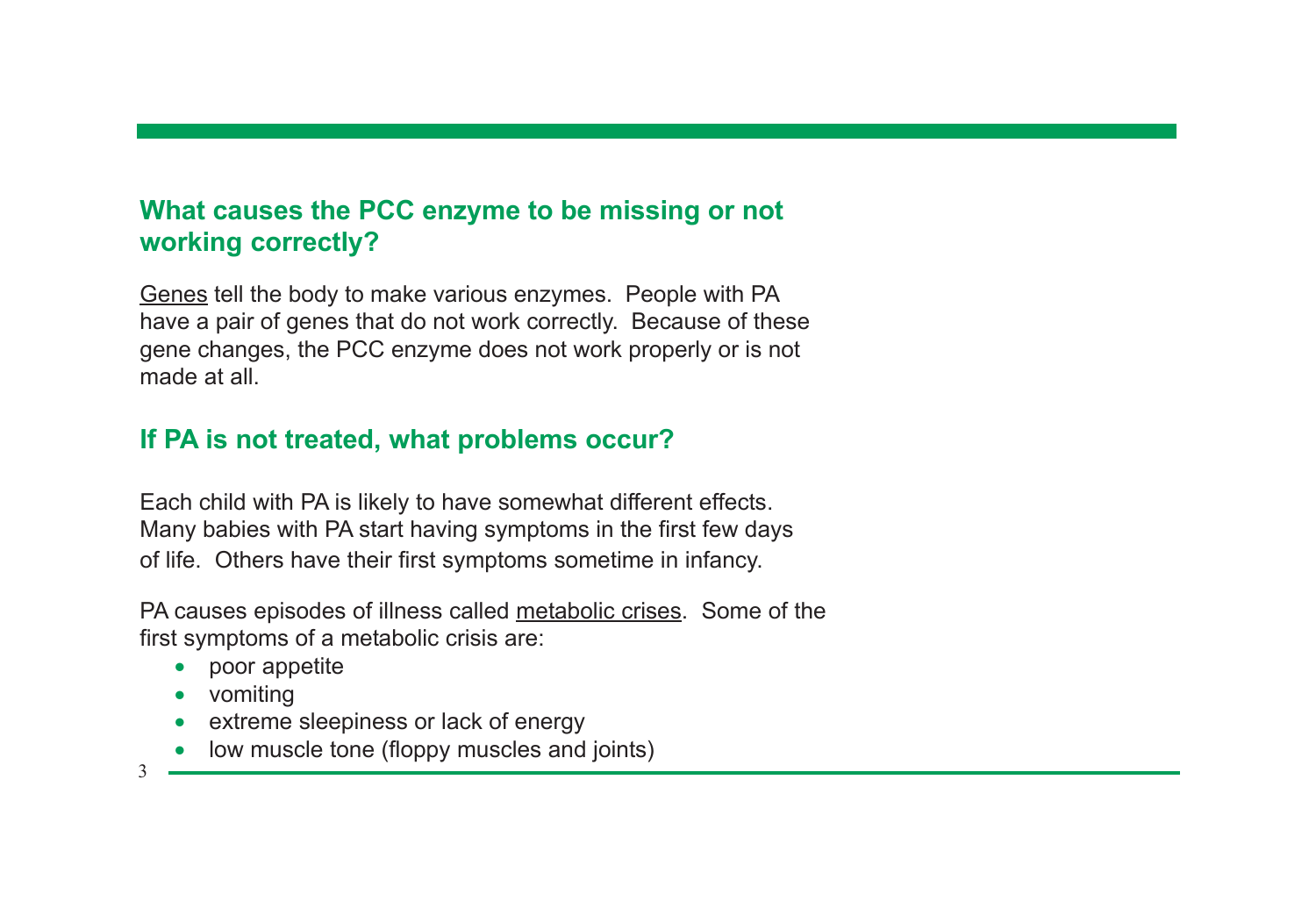## What causes the PCC enzyme to be missing or not working correctly?

Genes tell the body to make various enzymes. People with PA have a pair of genes that do not work correctly. Because of these gene changes, the PCC enzyme does not work properly or is not made at all.

## If PA is not treated, what problems occur?

Each child with PA is likely to have somewhat different effects. Many babies with PA start having symptoms in the first few days of life. Others have their first symptoms sometime in infancy.

PA causes episodes of illness called metabolic crises. Some of the first symptoms of a metabolic crisis are:

- poor appetite
- vomiting
- extreme sleepiness or lack of energy
- low muscle tone (floppy muscles and joints)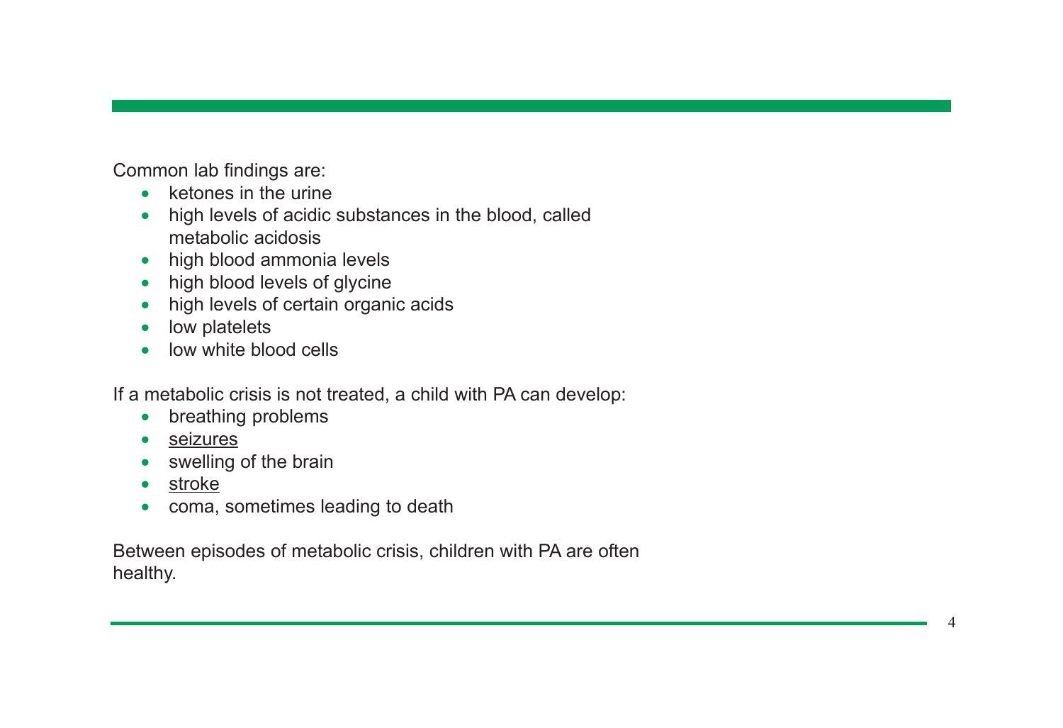Common lab findings are:

- ketones in the urine
- high levels of acidic substances in the blood, called metabolic acidosis
- high blood ammonia levels
- high blood levels of glycine
- high levels of certain organic acids
- low platelets
- low white blood cells

If a metabolic crisis is not treated, a child with PA can develop:

- breathing problems
- seizures
- swelling of the brain
- stroke
- coma, sometimes leading to death

Between episodes of metabolic crisis, children with PA are often healthy.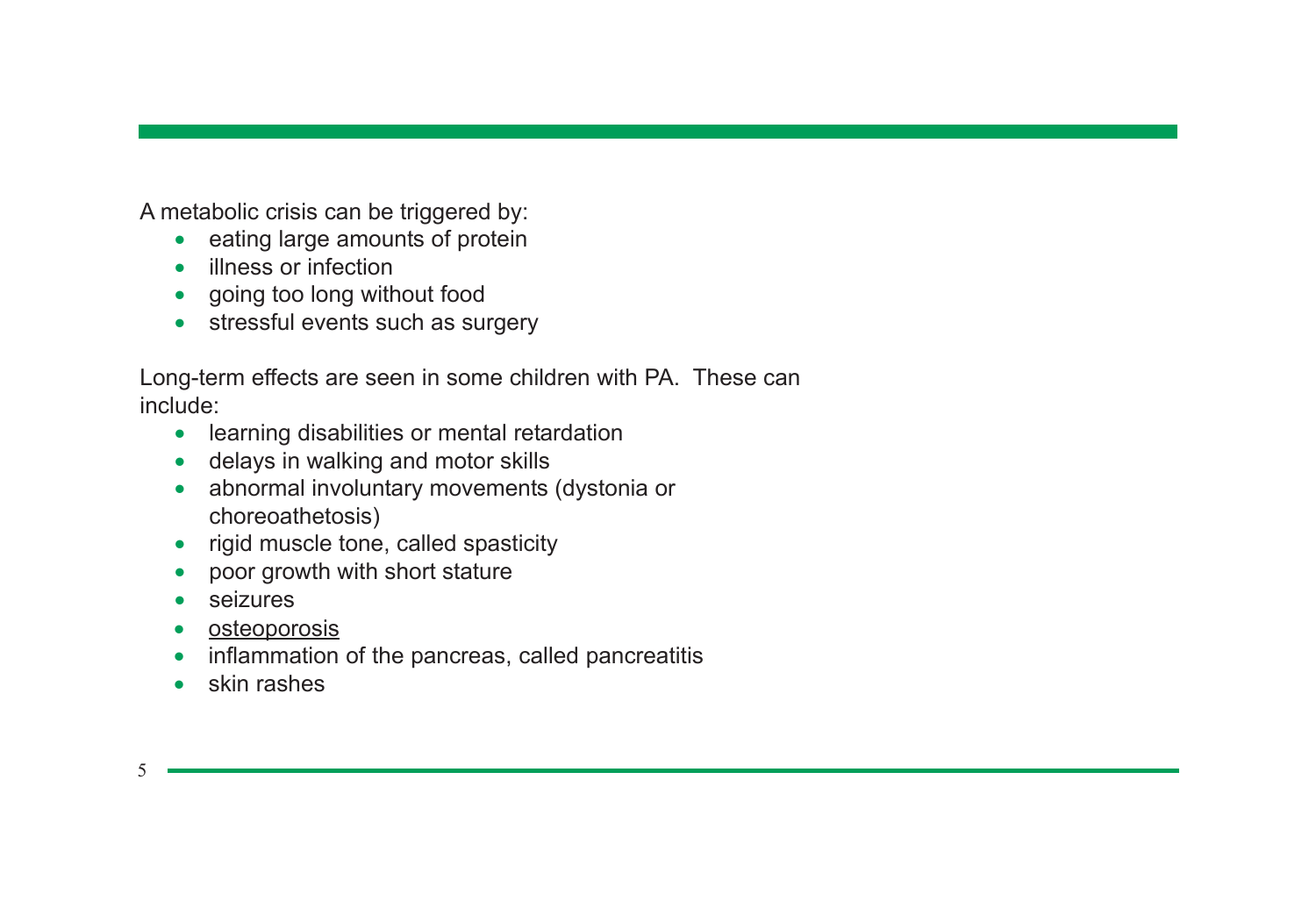A metabolic crisis can be triggered by:

- eating large amounts of protein
- illness or infection
- going too long without food
- stressful events such as surgery

Long-term effects are seen in some children with PA.  These can include:

- learning disabilities or mental retardation
- delays in walking and motor skills
- abnormal involuntary movements (dystonia or choreoathetosis)
- rigid muscle tone, called spasticity
- poor growth with short stature
- seizures
- osteoporosis
- inflammation of the pancreas, called pancreatitis
- skin rashes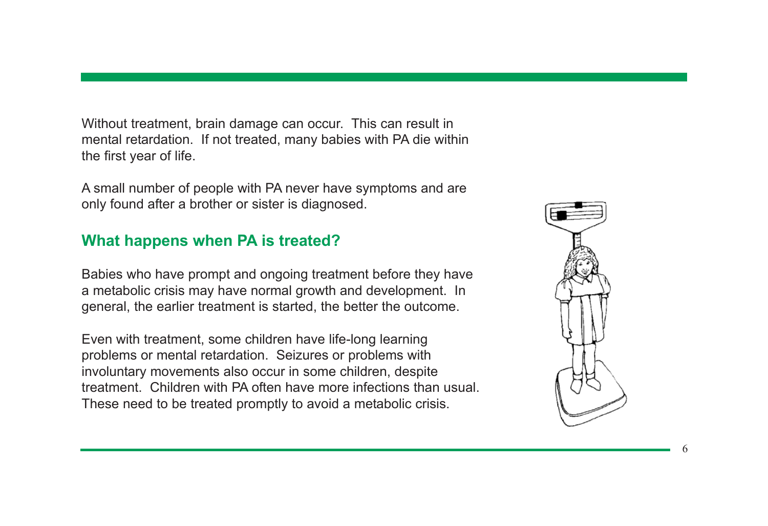Without treatment, brain damage can occur. This can result in mental retardation. If not treated, many babies with PA die within the first year of life.

A small number of people with PA never have symptoms and are only found after a brother or sister is diagnosed.

## What happens when PA is treated?

Babies who have prompt and ongoing treatment before they have a metabolic crisis may have normal growth and development. In general, the earlier treatment is started, the better the outcome.

Even with treatment, some children have life-long learning problems or mental retardation. Seizures or problems with involuntary movements also occur in some children, despite treatment. Children with PA often have more infections than usual. These need to be treated promptly to avoid a metabolic crisis.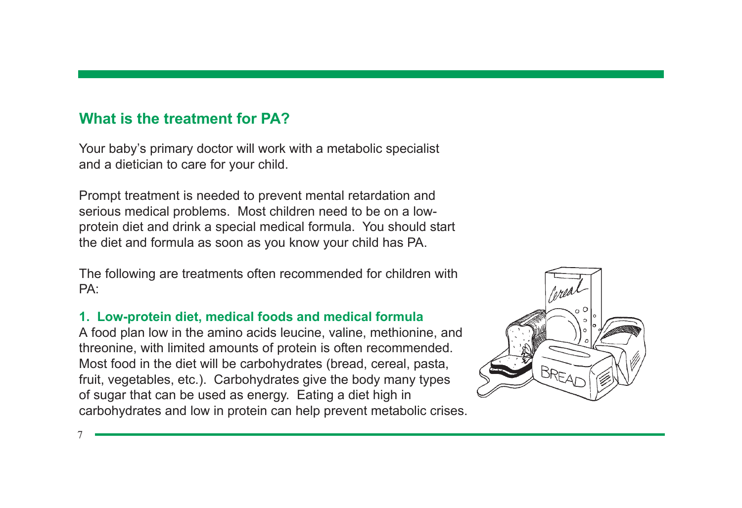## What is the treatment for PA?

Your baby's primary doctor will work with a metabolic specialist and a dietician to care for your child.

Prompt treatment is needed to prevent mental retardation and serious medical problems. Most children need to be on a low-protein diet and drink a special medical formula. You should start the diet and formula as soon as you know your child has PA.

The following are treatments often recommended for children with PA:

### 1. Low-protein diet, medical foods and medical formula

A food plan low in the amino acids leucine, valine, methionine, and threonine, with limited amounts of protein is often recommended. Most food in the diet will be carbohydrates (bread, cereal, pasta, fruit, vegetables, etc.). Carbohydrates give the body many types of sugar that can be used as energy. Eating a diet high in carbohydrates and low in protein can help prevent metabolic crises.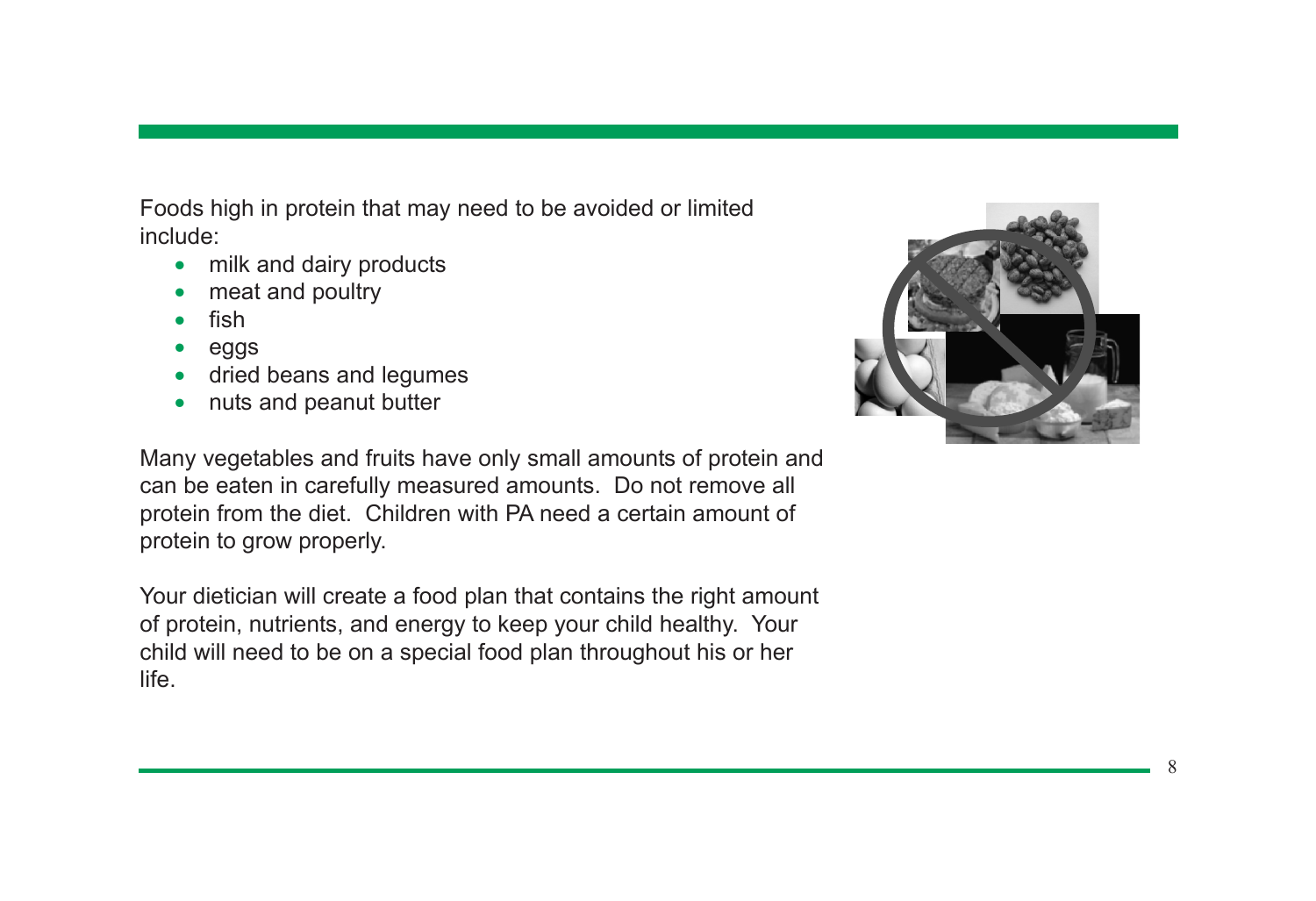Foods high in protein that may need to be avoided or limited include:

- milk and dairy products
- meat and poultry
- fish
- eggs
- dried beans and legumes
- nuts and peanut butter

Many vegetables and fruits have only small amounts of protein and can be eaten in carefully measured amounts. Do not remove all protein from the diet. Children with PA need a certain amount of protein to grow properly.

Your dietician will create a food plan that contains the right amount of protein, nutrients, and energy to keep your child healthy. Your child will need to be on a special food plan throughout his or her life.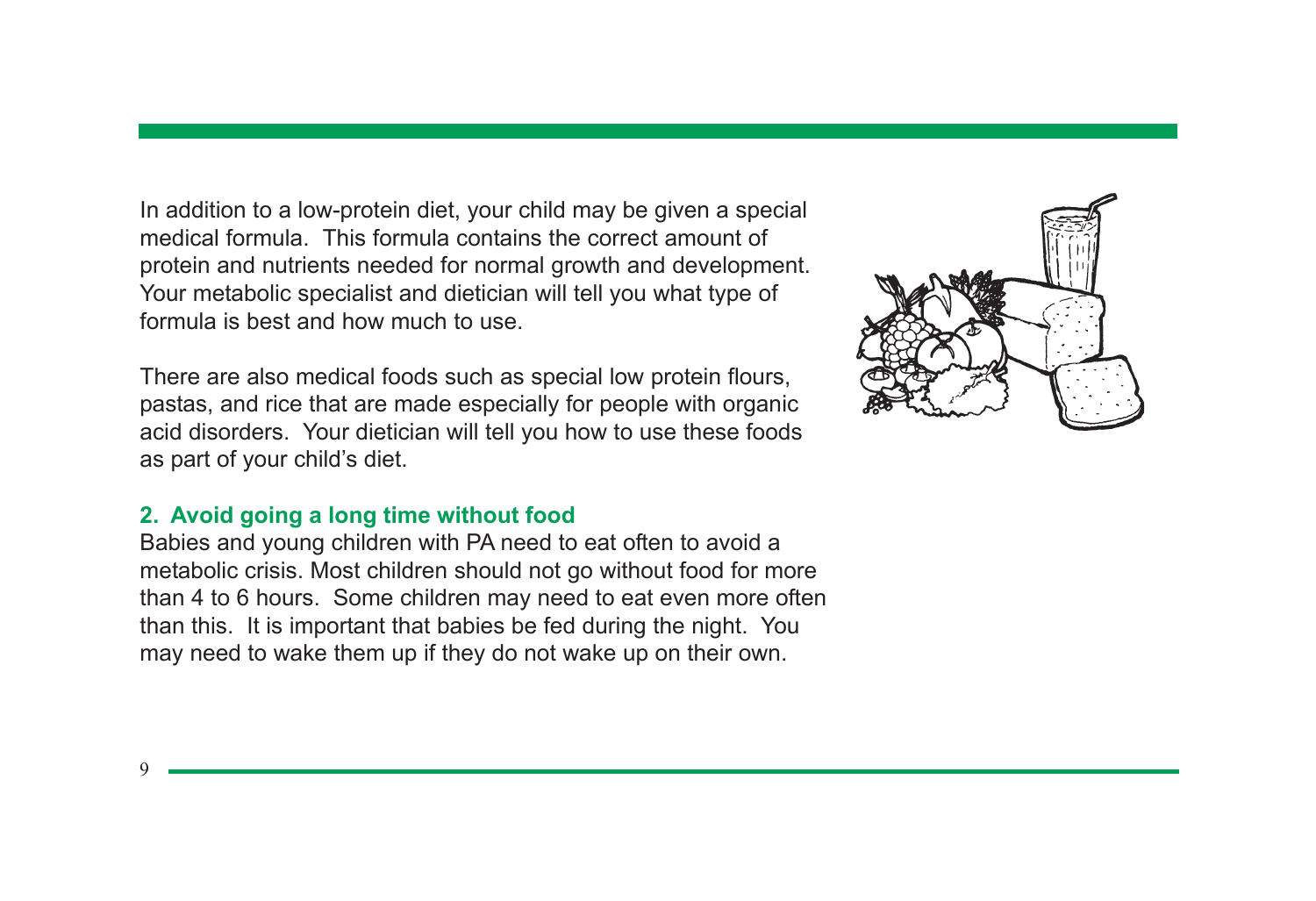In addition to a low-protein diet, your child may be given a special medical formula. This formula contains the correct amount of protein and nutrients needed for normal growth and development. Your metabolic specialist and dietician will tell you what type of formula is best and how much to use.

There are also medical foods such as special low protein flours, pastas, and rice that are made especially for people with organic acid disorders. Your dietician will tell you how to use these foods as part of your child's diet.

### 2. Avoid going a long time without food

Babies and young children with PA need to eat often to avoid a metabolic crisis. Most children should not go without food for more than 4 to 6 hours. Some children may need to eat even more often than this. It is important that babies be fed during the night. You may need to wake them up if they do not wake up on their own.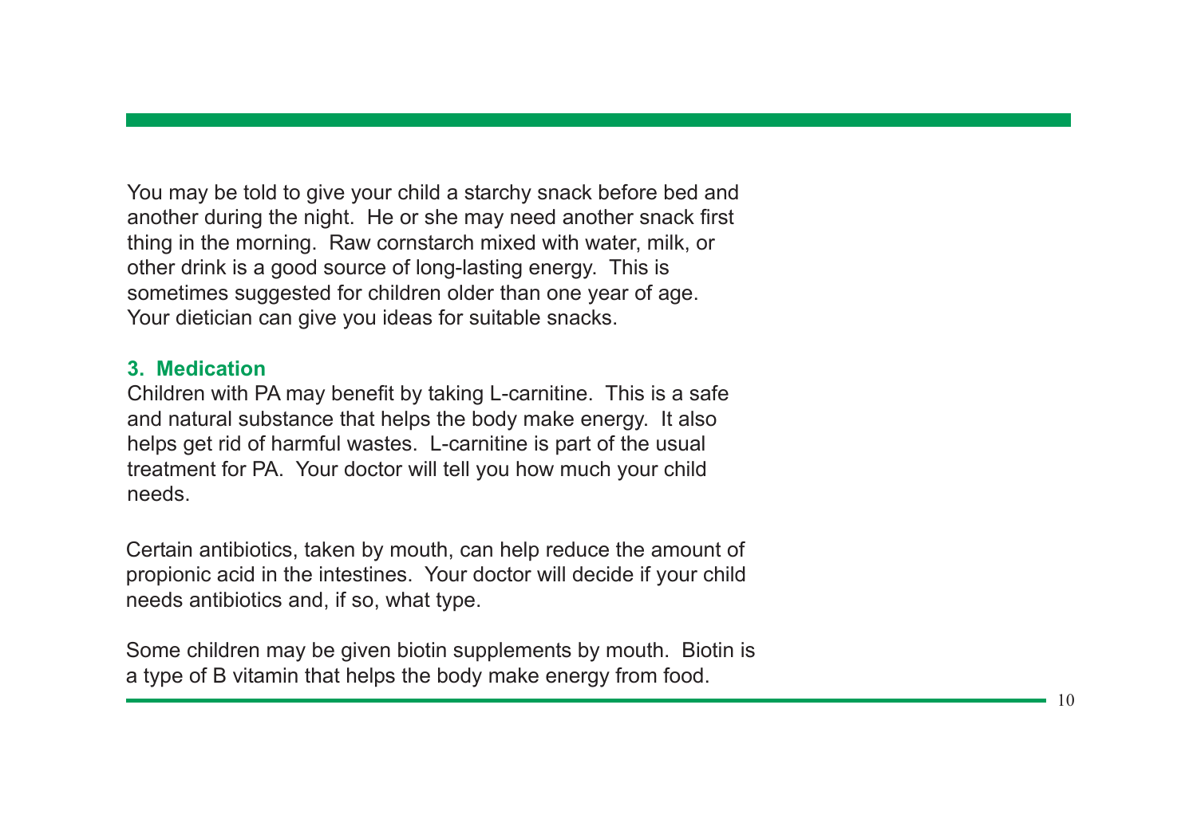You may be told to give your child a starchy snack before bed and another during the night. He or she may need another snack first thing in the morning. Raw cornstarch mixed with water, milk, or other drink is a good source of long-lasting energy. This is sometimes suggested for children older than one year of age. Your dietician can give you ideas for suitable snacks.

### 3. Medication

Children with PA may benefit by taking L-carnitine. This is a safe and natural substance that helps the body make energy. It also helps get rid of harmful wastes. L-carnitine is part of the usual treatment for PA. Your doctor will tell you how much your child needs.

Certain antibiotics, taken by mouth, can help reduce the amount of propionic acid in the intestines. Your doctor will decide if your child needs antibiotics and, if so, what type.

Some children may be given biotin supplements by mouth. Biotin is a type of B vitamin that helps the body make energy from food.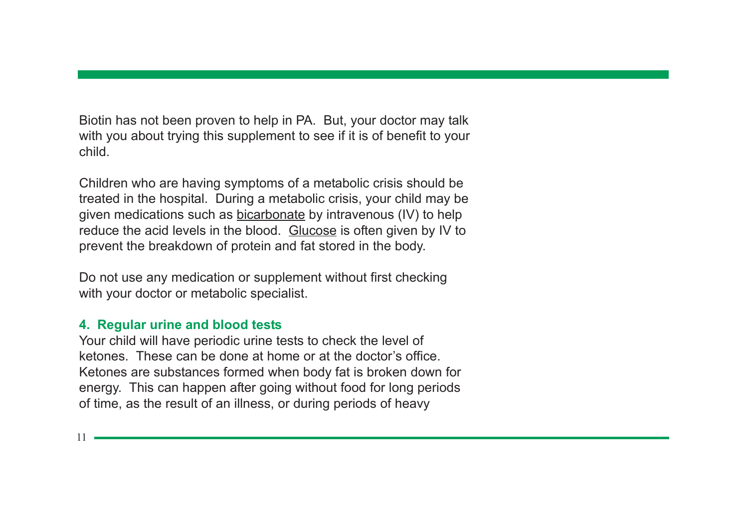Biotin has not been proven to help in PA. But, your doctor may talk with you about trying this supplement to see if it is of benefit to your child.

Children who are having symptoms of a metabolic crisis should be treated in the hospital. During a metabolic crisis, your child may be given medications such as bicarbonate by intravenous (IV) to help reduce the acid levels in the blood. Glucose is often given by IV to prevent the breakdown of protein and fat stored in the body.

Do not use any medication or supplement without first checking with your doctor or metabolic specialist.

### 4. Regular urine and blood tests

Your child will have periodic urine tests to check the level of ketones. These can be done at home or at the doctor's office. Ketones are substances formed when body fat is broken down for energy. This can happen after going without food for long periods of time, as the result of an illness, or during periods of heavy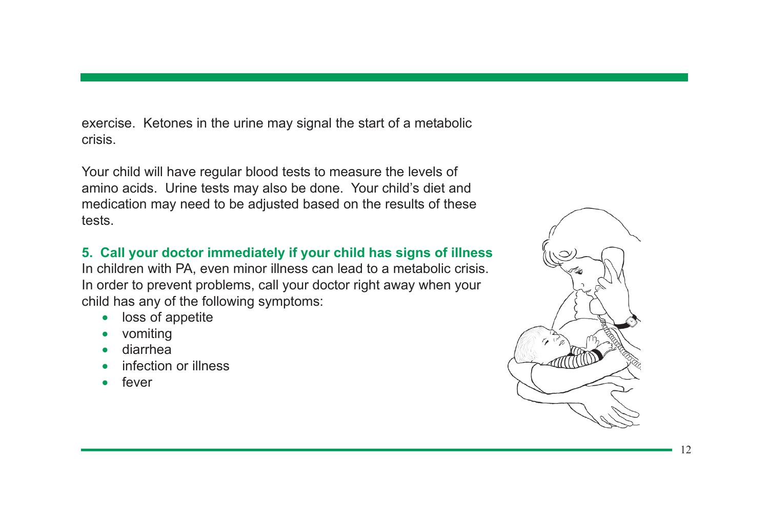exercise. Ketones in the urine may signal the start of a metabolic crisis.

Your child will have regular blood tests to measure the levels of amino acids. Urine tests may also be done. Your child's diet and medication may need to be adjusted based on the results of these tests.

### 5. Call your doctor immediately if your child has signs of illness

In children with PA, even minor illness can lead to a metabolic crisis. In order to prevent problems, call your doctor right away when your child has any of the following symptoms:

- loss of appetite
- vomiting
- diarrhea
- infection or illness
- fever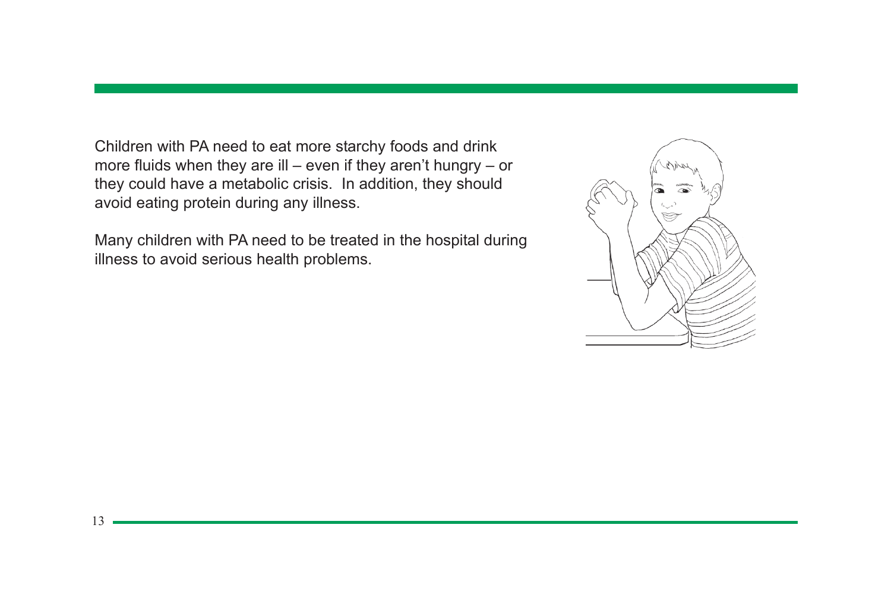Children with PA need to eat more starchy foods and drink more fluids when they are ill – even if they aren't hungry – or they could have a metabolic crisis.  In addition, they should avoid eating protein during any illness.

Many children with PA need to be treated in the hospital during illness to avoid serious health problems.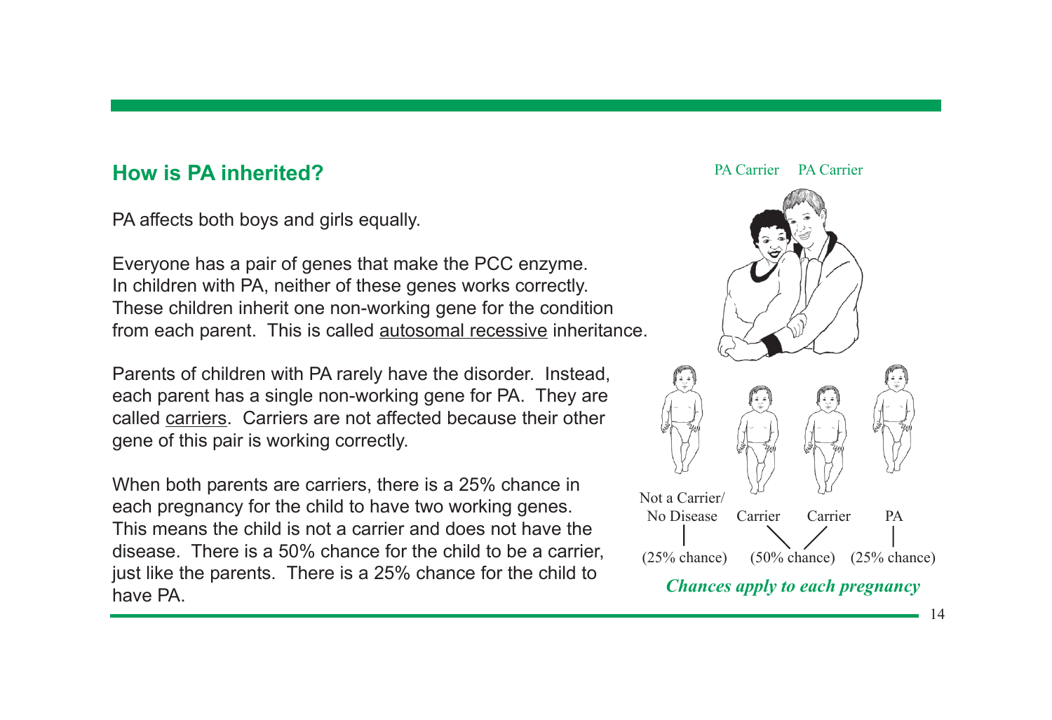## How is PA inherited?

PA affects both boys and girls equally.

Everyone has a pair of genes that make the PCC enzyme. In children with PA, neither of these genes works correctly. These children inherit one non-working gene for the condition from each parent. This is called autosomal recessive inheritance.

Parents of children with PA rarely have the disorder. Instead, each parent has a single non-working gene for PA. They are called carriers. Carriers are not affected because their other gene of this pair is working correctly.

When both parents are carriers, there is a 25% chance in each pregnancy for the child to have two working genes. This means the child is not a carrier and does not have the disease. There is a 50% chance for the child to be a carrier, just like the parents. There is a 25% chance for the child to have PA.

PA Carrier PA Carrier

Not a Carrier/ No Disease (25% chance)

Carrier, Carrier (50% chance)

PA (25% chance)

***Chances apply to each pregnancy***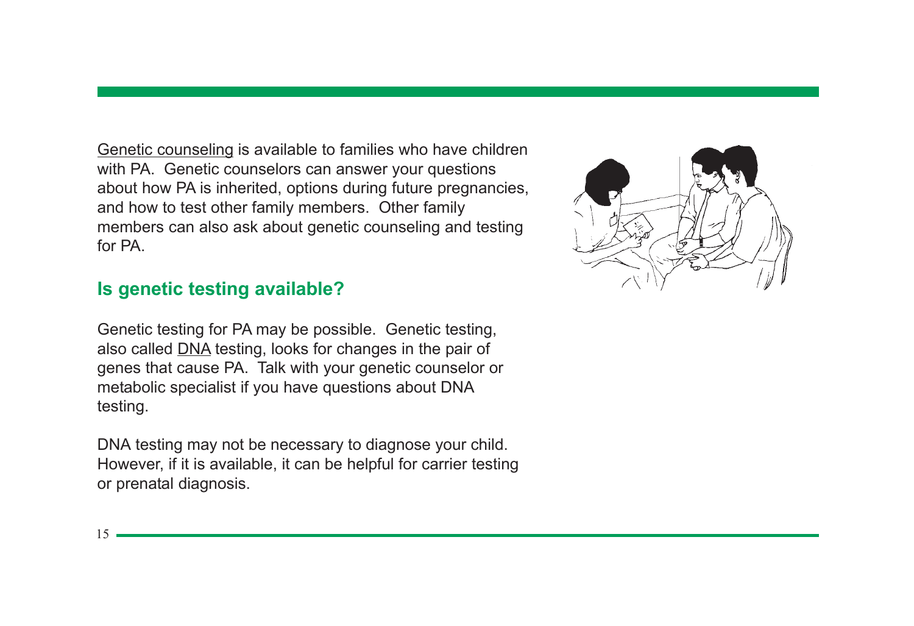Genetic counseling is available to families who have children with PA. Genetic counselors can answer your questions about how PA is inherited, options during future pregnancies, and how to test other family members. Other family members can also ask about genetic counseling and testing for PA.

## Is genetic testing available?

Genetic testing for PA may be possible. Genetic testing, also called DNA testing, looks for changes in the pair of genes that cause PA. Talk with your genetic counselor or metabolic specialist if you have questions about DNA testing.

DNA testing may not be necessary to diagnose your child. However, if it is available, it can be helpful for carrier testing or prenatal diagnosis.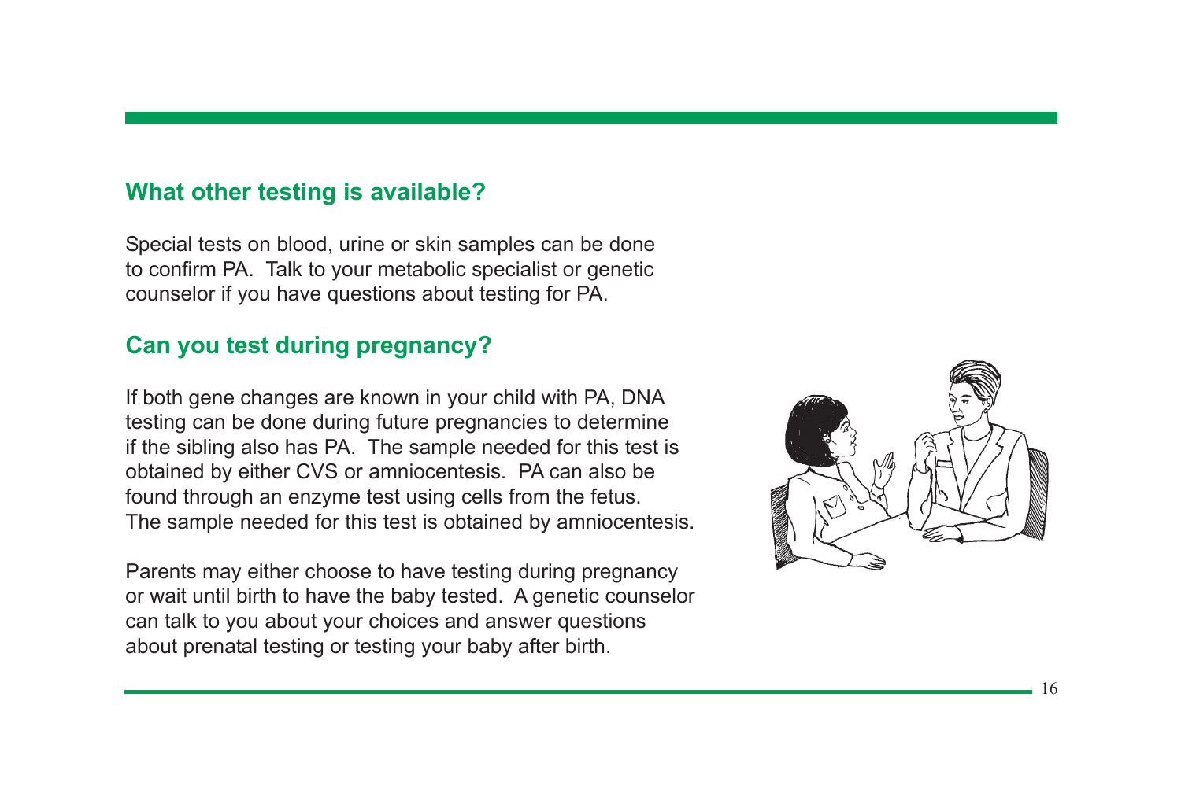## What other testing is available?

Special tests on blood, urine or skin samples can be done to confirm PA. Talk to your metabolic specialist or genetic counselor if you have questions about testing for PA.

## Can you test during pregnancy?

If both gene changes are known in your child with PA, DNA testing can be done during future pregnancies to determine if the sibling also has PA. The sample needed for this test is obtained by either CVS or amniocentesis. PA can also be found through an enzyme test using cells from the fetus. The sample needed for this test is obtained by amniocentesis.

Parents may either choose to have testing during pregnancy or wait until birth to have the baby tested. A genetic counselor can talk to you about your choices and answer questions about prenatal testing or testing your baby after birth.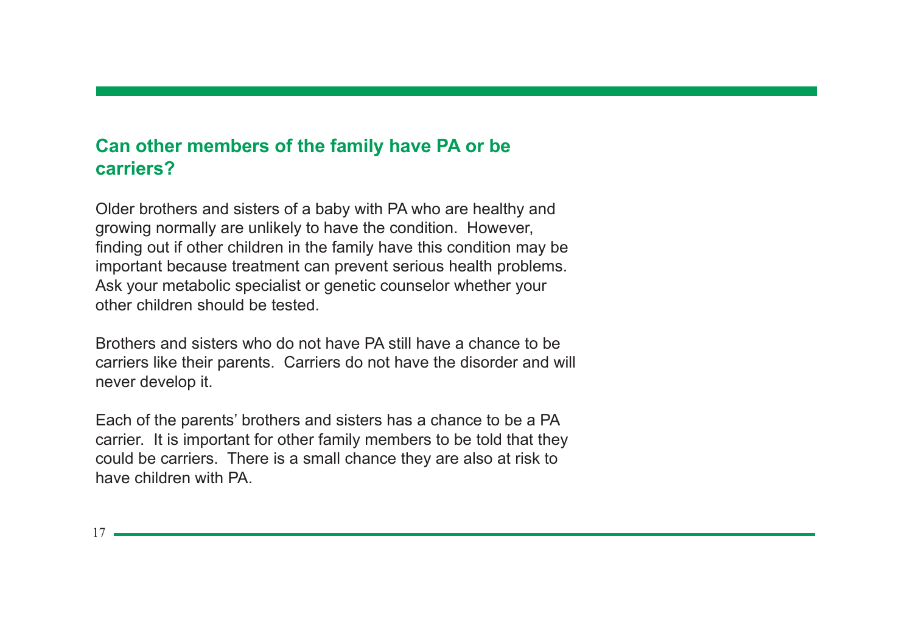## Can other members of the family have PA or be carriers?

Older brothers and sisters of a baby with PA who are healthy and growing normally are unlikely to have the condition. However, finding out if other children in the family have this condition may be important because treatment can prevent serious health problems. Ask your metabolic specialist or genetic counselor whether your other children should be tested.

Brothers and sisters who do not have PA still have a chance to be carriers like their parents. Carriers do not have the disorder and will never develop it.

Each of the parents' brothers and sisters has a chance to be a PA carrier. It is important for other family members to be told that they could be carriers. There is a small chance they are also at risk to have children with PA.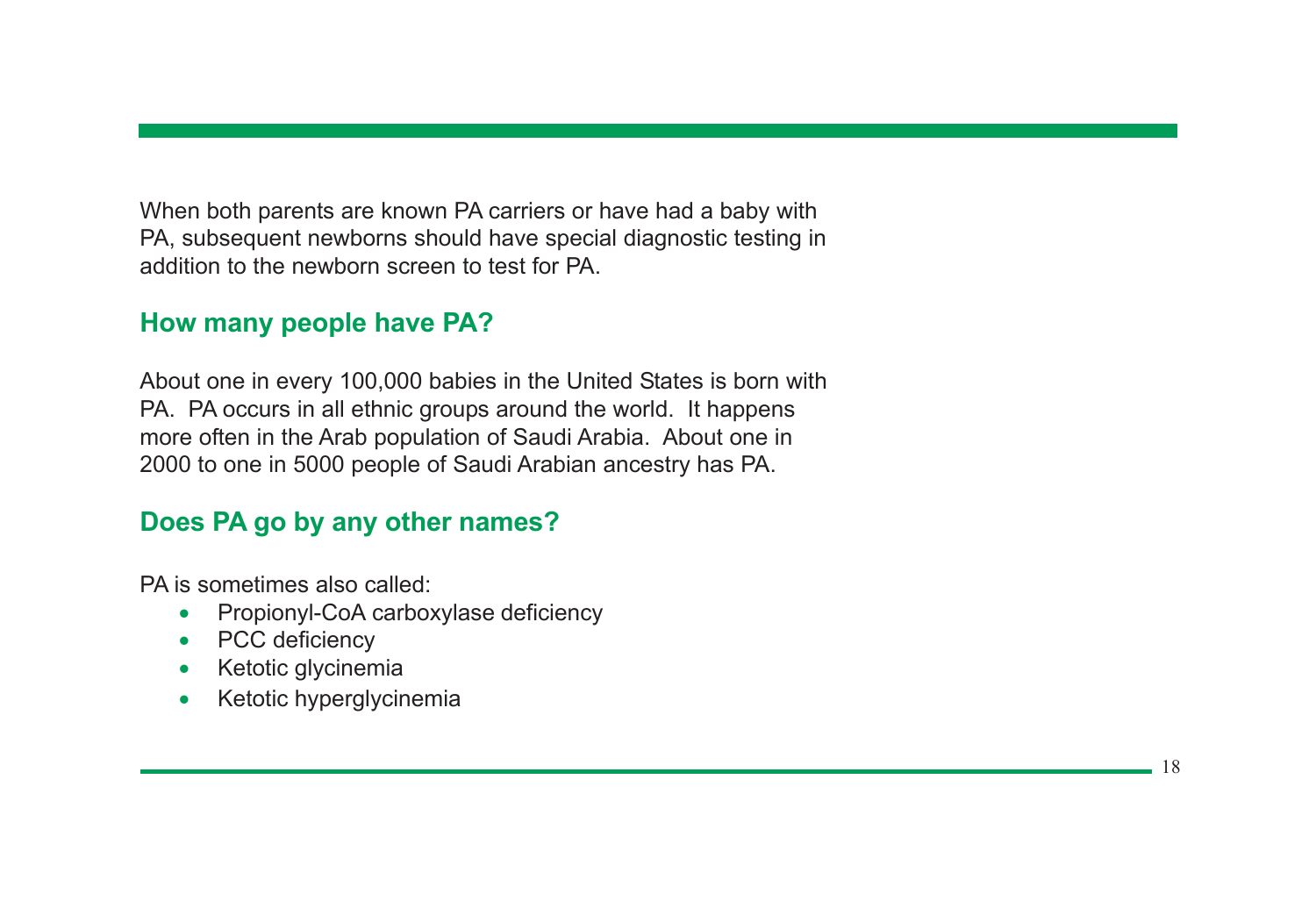When both parents are known PA carriers or have had a baby with PA, subsequent newborns should have special diagnostic testing in addition to the newborn screen to test for PA.

## How many people have PA?

About one in every 100,000 babies in the United States is born with PA. PA occurs in all ethnic groups around the world. It happens more often in the Arab population of Saudi Arabia. About one in 2000 to one in 5000 people of Saudi Arabian ancestry has PA.

## Does PA go by any other names?

PA is sometimes also called:

- Propionyl-CoA carboxylase deficiency
- PCC deficiency
- Ketotic glycinemia
- Ketotic hyperglycinemia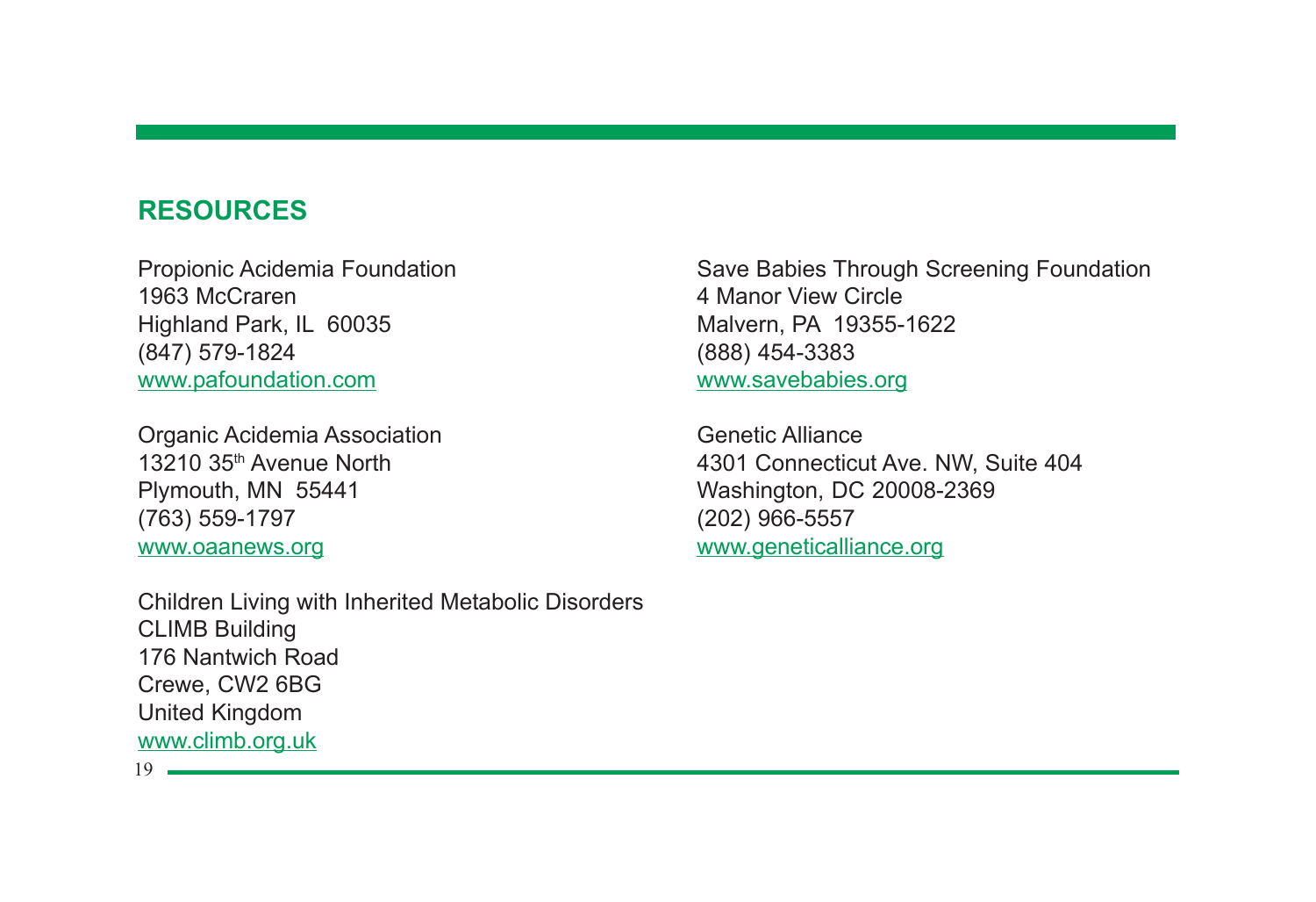## RESOURCES

Propionic Acidemia Foundation
1963 McCraren
Highland Park, IL 60035
(847) 579-1824
www.pafoundation.com

Organic Acidemia Association
13210 35th Avenue North
Plymouth, MN 55441
(763) 559-1797
www.oaanews.org

Children Living with Inherited Metabolic Disorders
CLIMB Building
176 Nantwich Road
Crewe, CW2 6BG
United Kingdom
www.climb.org.uk

Save Babies Through Screening Foundation
4 Manor View Circle
Malvern, PA 19355-1622
(888) 454-3383
www.savebabies.org

Genetic Alliance
4301 Connecticut Ave. NW, Suite 404
Washington, DC 20008-2369
(202) 966-5557
www.geneticalliance.org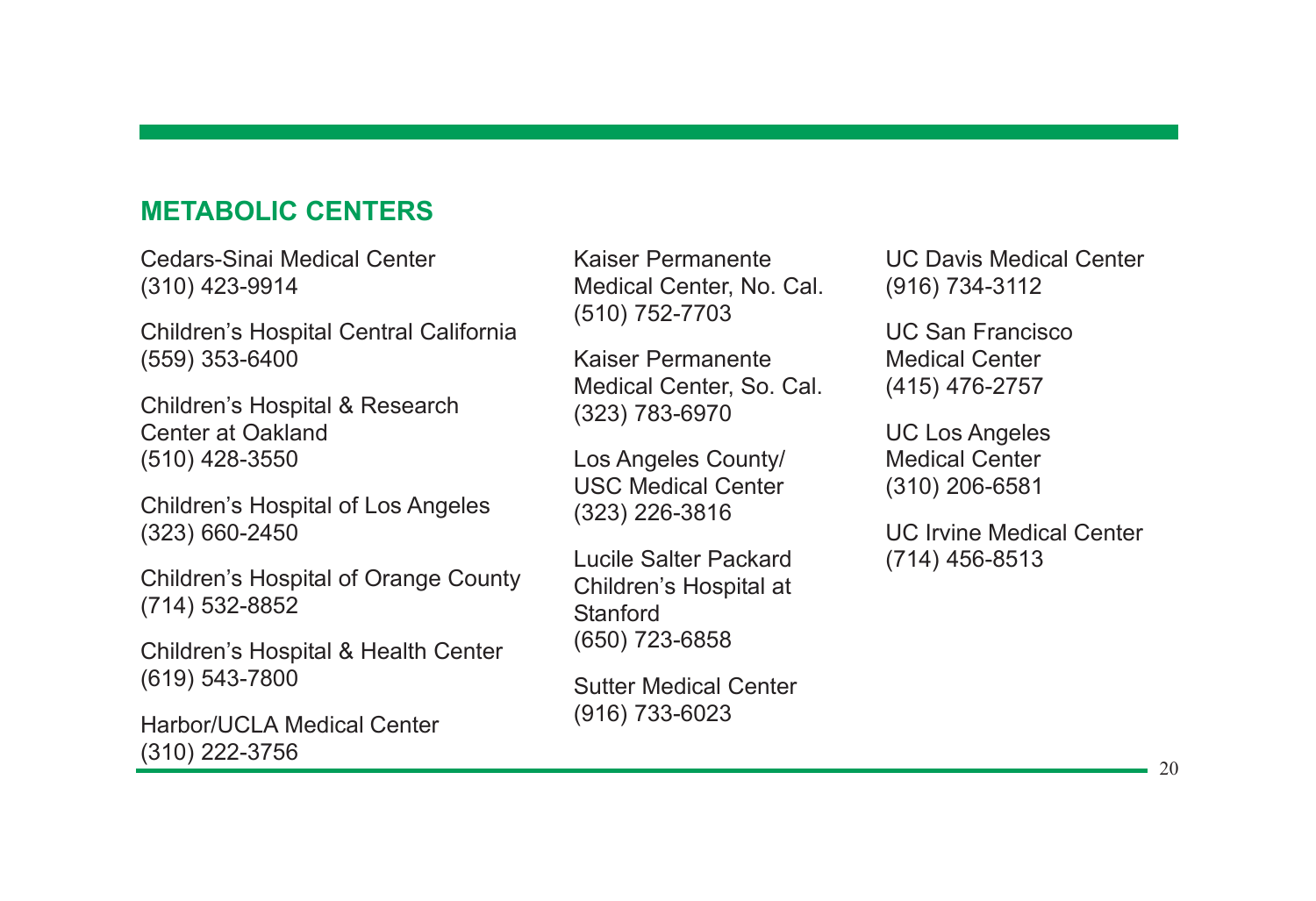## METABOLIC CENTERS

Cedars-Sinai Medical Center
(310) 423-9914

Children's Hospital Central California
(559) 353-6400

Children's Hospital & Research Center at Oakland
(510) 428-3550

Children's Hospital of Los Angeles
(323) 660-2450

Children's Hospital of Orange County
(714) 532-8852

Children's Hospital & Health Center
(619) 543-7800

Harbor/UCLA Medical Center
(310) 222-3756

Kaiser Permanente Medical Center, No. Cal.
(510) 752-7703

Kaiser Permanente Medical Center, So. Cal.
(323) 783-6970

Los Angeles County/ USC Medical Center
(323) 226-3816

Lucile Salter Packard Children's Hospital at Stanford
(650) 723-6858

Sutter Medical Center
(916) 733-6023

UC Davis Medical Center
(916) 734-3112

UC San Francisco Medical Center
(415) 476-2757

UC Los Angeles Medical Center
(310) 206-6581

UC Irvine Medical Center
(714) 456-8513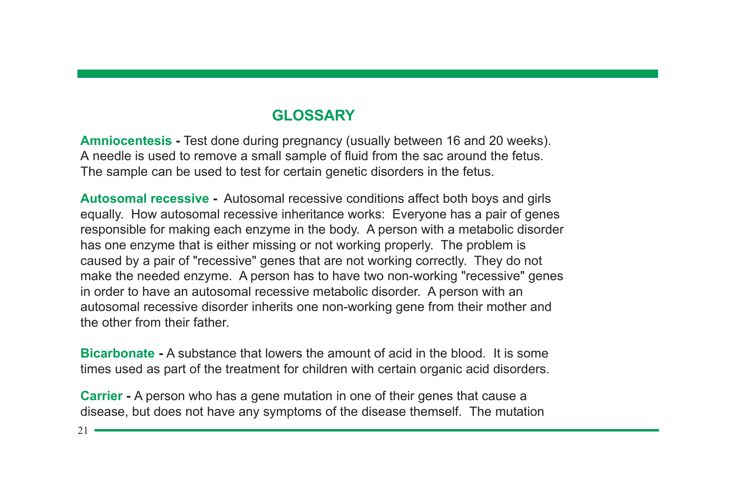## GLOSSARY

**Amniocentesis -** Test done during pregnancy (usually between 16 and 20 weeks). A needle is used to remove a small sample of fluid from the sac around the fetus. The sample can be used to test for certain genetic disorders in the fetus.

**Autosomal recessive -** Autosomal recessive conditions affect both boys and girls equally. How autosomal recessive inheritance works: Everyone has a pair of genes responsible for making each enzyme in the body. A person with a metabolic disorder has one enzyme that is either missing or not working properly. The problem is caused by a pair of "recessive" genes that are not working correctly. They do not make the needed enzyme. A person has to have two non-working "recessive" genes in order to have an autosomal recessive metabolic disorder. A person with an autosomal recessive disorder inherits one non-working gene from their mother and the other from their father.

**Bicarbonate -** A substance that lowers the amount of acid in the blood. It is some times used as part of the treatment for children with certain organic acid disorders.

**Carrier -** A person who has a gene mutation in one of their genes that cause a disease, but does not have any symptoms of the disease themself. The mutation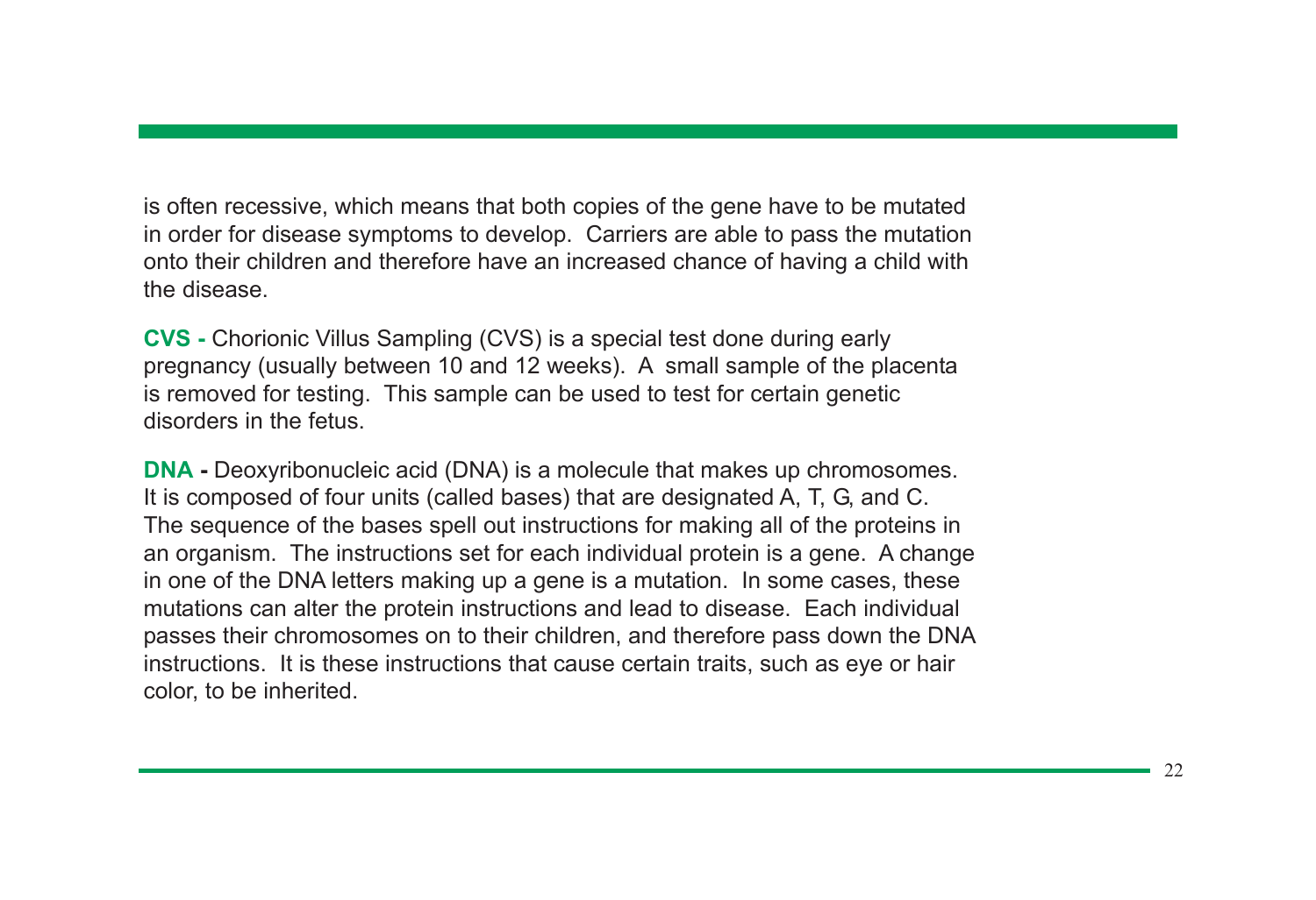is often recessive, which means that both copies of the gene have to be mutated in order for disease symptoms to develop. Carriers are able to pass the mutation onto their children and therefore have an increased chance of having a child with the disease.

**CVS -** Chorionic Villus Sampling (CVS) is a special test done during early pregnancy (usually between 10 and 12 weeks). A small sample of the placenta is removed for testing. This sample can be used to test for certain genetic disorders in the fetus.

**DNA -** Deoxyribonucleic acid (DNA) is a molecule that makes up chromosomes. It is composed of four units (called bases) that are designated A, T, G, and C. The sequence of the bases spell out instructions for making all of the proteins in an organism. The instructions set for each individual protein is a gene. A change in one of the DNA letters making up a gene is a mutation. In some cases, these mutations can alter the protein instructions and lead to disease. Each individual passes their chromosomes on to their children, and therefore pass down the DNA instructions. It is these instructions that cause certain traits, such as eye or hair color, to be inherited.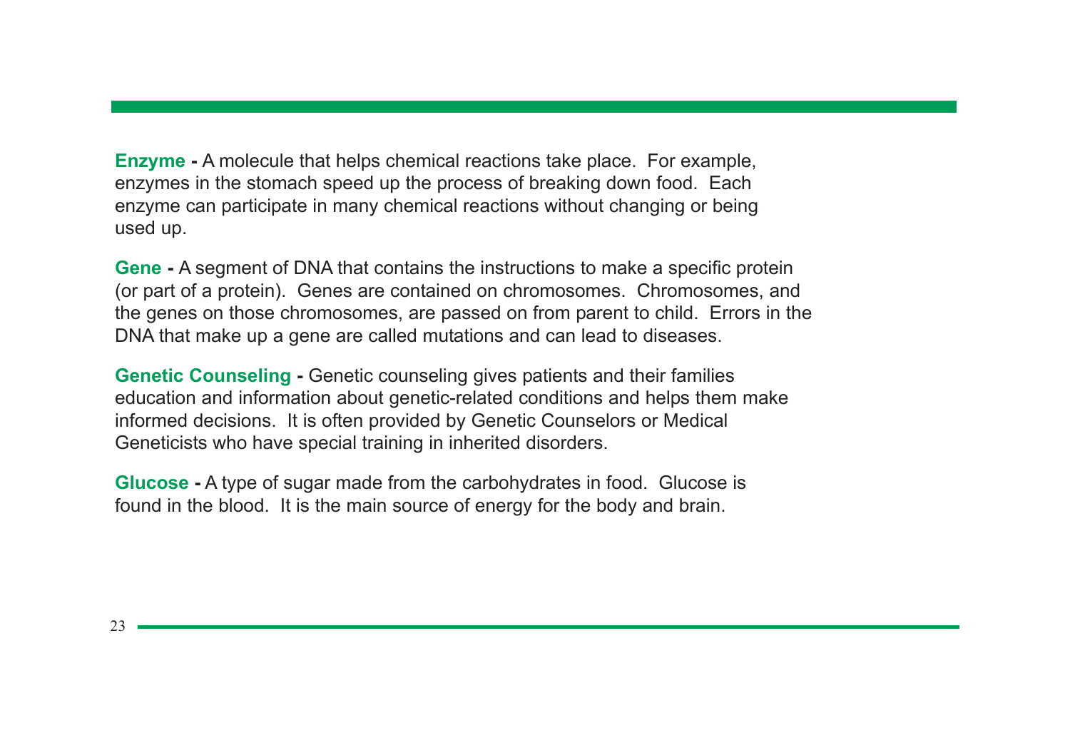**Enzyme -** A molecule that helps chemical reactions take place. For example, enzymes in the stomach speed up the process of breaking down food. Each enzyme can participate in many chemical reactions without changing or being used up.

**Gene -** A segment of DNA that contains the instructions to make a specific protein (or part of a protein). Genes are contained on chromosomes. Chromosomes, and the genes on those chromosomes, are passed on from parent to child. Errors in the DNA that make up a gene are called mutations and can lead to diseases.

**Genetic Counseling -** Genetic counseling gives patients and their families education and information about genetic-related conditions and helps them make informed decisions. It is often provided by Genetic Counselors or Medical Geneticists who have special training in inherited disorders.

**Glucose -** A type of sugar made from the carbohydrates in food. Glucose is found in the blood. It is the main source of energy for the body and brain.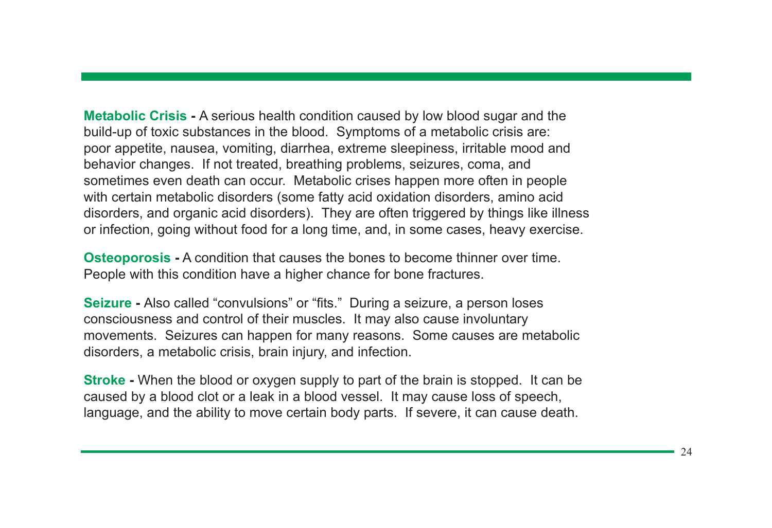**Metabolic Crisis -** A serious health condition caused by low blood sugar and the build-up of toxic substances in the blood. Symptoms of a metabolic crisis are: poor appetite, nausea, vomiting, diarrhea, extreme sleepiness, irritable mood and behavior changes. If not treated, breathing problems, seizures, coma, and sometimes even death can occur. Metabolic crises happen more often in people with certain metabolic disorders (some fatty acid oxidation disorders, amino acid disorders, and organic acid disorders). They are often triggered by things like illness or infection, going without food for a long time, and, in some cases, heavy exercise.

**Osteoporosis -** A condition that causes the bones to become thinner over time. People with this condition have a higher chance for bone fractures.

**Seizure -** Also called "convulsions" or "fits." During a seizure, a person loses consciousness and control of their muscles. It may also cause involuntary movements. Seizures can happen for many reasons. Some causes are metabolic disorders, a metabolic crisis, brain injury, and infection.

**Stroke -** When the blood or oxygen supply to part of the brain is stopped. It can be caused by a blood clot or a leak in a blood vessel. It may cause loss of speech, language, and the ability to move certain body parts. If severe, it can cause death.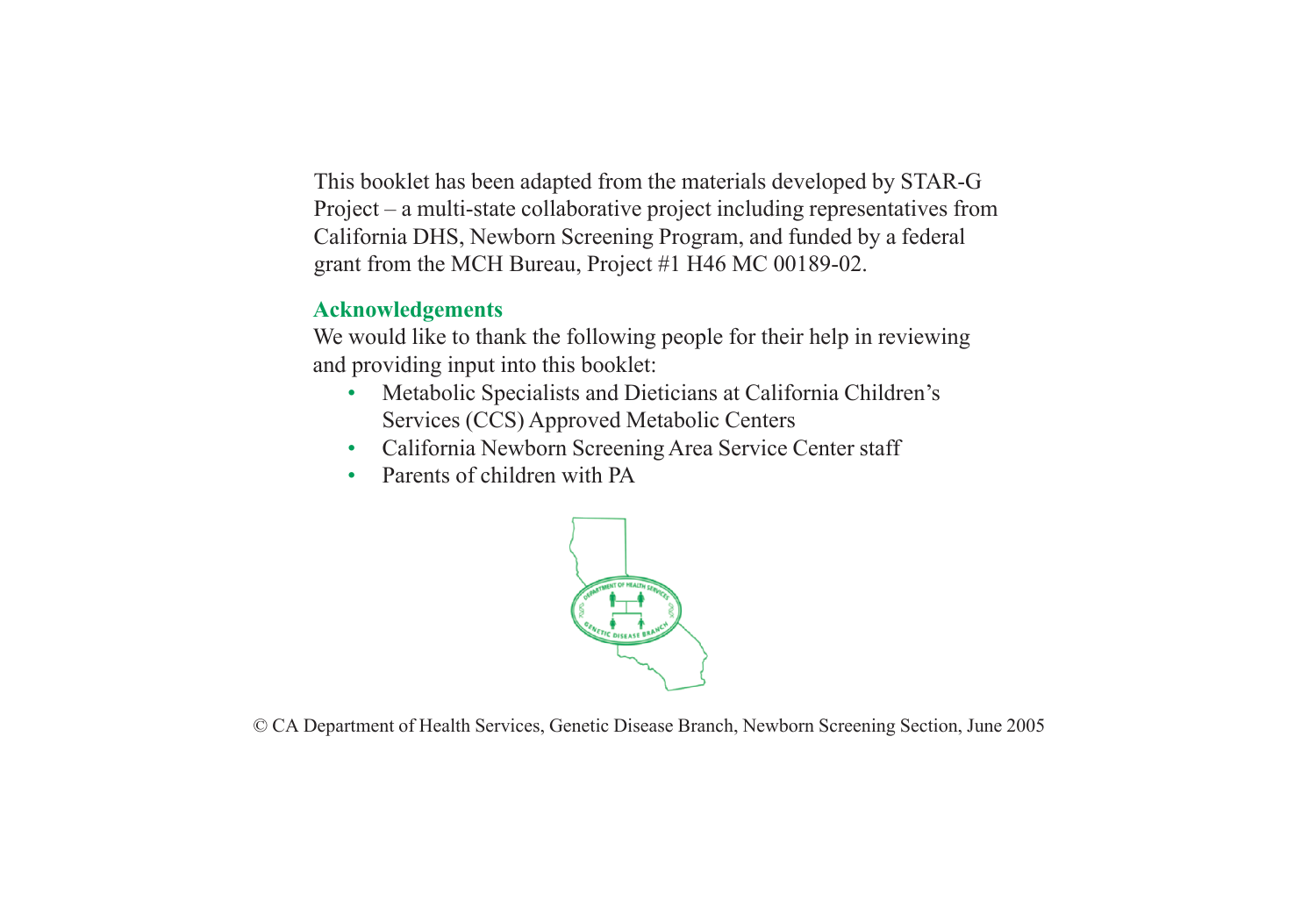This booklet has been adapted from the materials developed by STAR-G Project – a multi-state collaborative project including representatives from California DHS, Newborn Screening Program, and funded by a federal grant from the MCH Bureau, Project #1 H46 MC 00189-02.

## Acknowledgements

We would like to thank the following people for their help in reviewing and providing input into this booklet:

- Metabolic Specialists and Dieticians at California Children's Services (CCS) Approved Metabolic Centers
- California Newborn Screening Area Service Center staff
- Parents of children with PA

© CA Department of Health Services, Genetic Disease Branch, Newborn Screening Section, June 2005